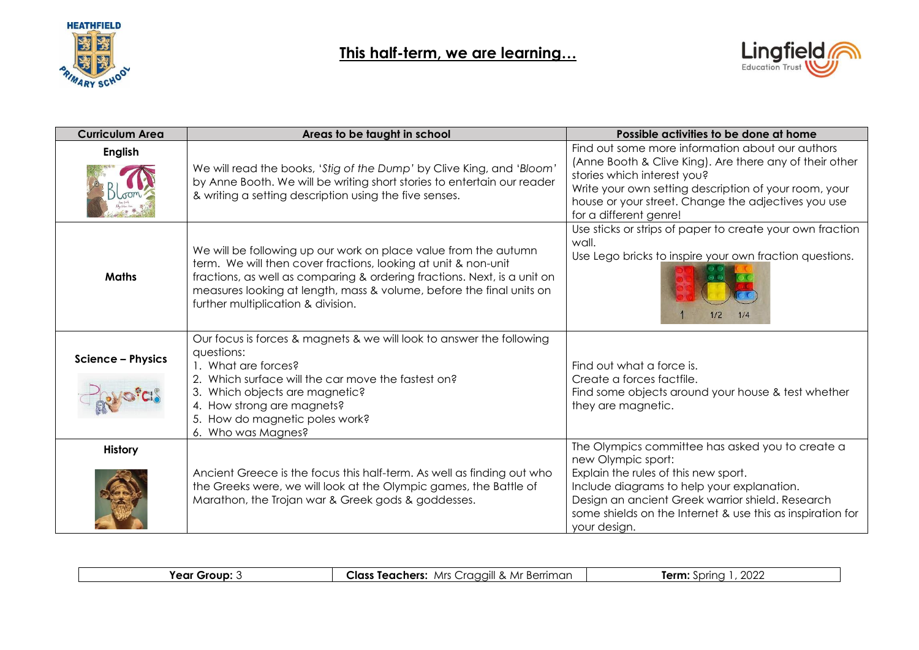# This half-term, we are learning…

| Curriculum Area | Areas to be taught in school | Possible activities to be done at home |
|---|---|---|
| **English** | We will read the books, '*Stig of the Dump*' by Clive King, and '*Bloom*' by Anne Booth. We will be writing short stories to entertain our reader & writing a setting description using the five senses. | Find out some more information about our authors (Anne Booth & Clive King). Are there any of their other stories which interest you? Write your own setting description of your room, your house or your street. Change the adjectives you use for a different genre! |
| **Maths** | We will be following up our work on place value from the autumn term. We will then cover fractions, looking at unit & non-unit fractions, as well as comparing & ordering fractions. Next, is a unit on measures looking at length, mass & volume, before the final units on further multiplication & division. | Use sticks or strips of paper to create your own fraction wall. Use Lego bricks to inspire your own fraction questions. |
| **Science – Physics** | Our focus is forces & magnets & we will look to answer the following questions: 1. What are forces? 2. Which surface will the car move the fastest on? 3. Which objects are magnetic? 4. How strong are magnets? 5. How do magnetic poles work? 6. Who was Magnes? | Find out what a force is. Create a forces factfile. Find some objects around your house & test whether they are magnetic. |
| **History** | Ancient Greece is the focus this half-term. As well as finding out who the Greeks were, we will look at the Olympic games, the Battle of Marathon, the Trojan war & Greek gods & goddesses. | The Olympics committee has asked you to create a new Olympic sport: Explain the rules of this new sport. Include diagrams to help your explanation. Design an ancient Greek warrior shield. Research some shields on the Internet & use this as inspiration for your design. |

| **Year Group:** 3 | **Class Teachers:** Mrs Craggill & Mr Berriman | **Term:** Spring 1, 2022 |
|---|---|---|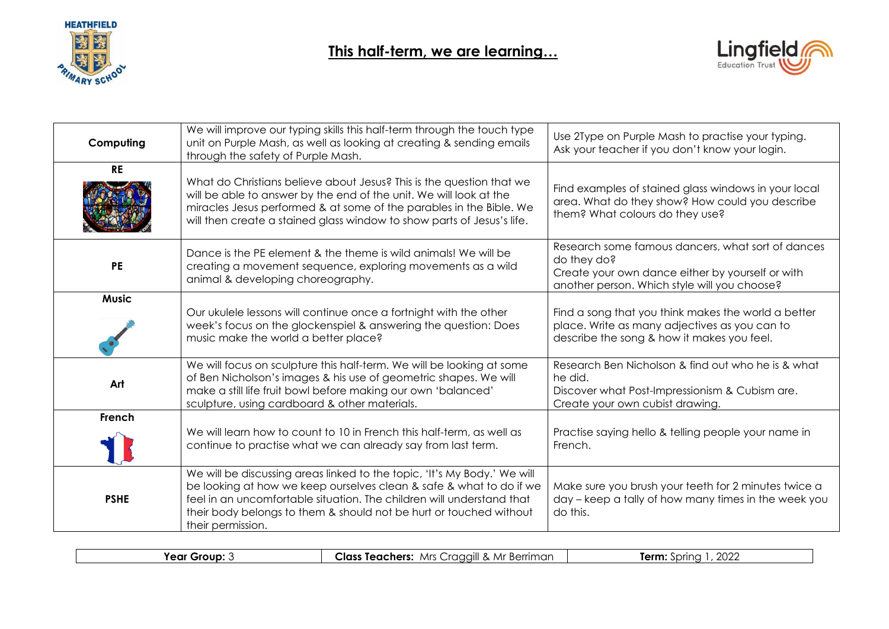# This half-term, we are learning…

| | | |
|---|---|---|
| **Computing** | We will improve our typing skills this half-term through the touch type unit on Purple Mash, as well as looking at creating & sending emails through the safety of Purple Mash. | Use 2Type on Purple Mash to practise your typing. Ask your teacher if you don't know your login. |
| **RE** | What do Christians believe about Jesus? This is the question that we will be able to answer by the end of the unit. We will look at the miracles Jesus performed & at some of the parables in the Bible. We will then create a stained glass window to show parts of Jesus's life. | Find examples of stained glass windows in your local area. What do they show? How could you describe them? What colours do they use? |
| **PE** | Dance is the PE element & the theme is wild animals! We will be creating a movement sequence, exploring movements as a wild animal & developing choreography. | Research some famous dancers, what sort of dances do they do? Create your own dance either by yourself or with another person. Which style will you choose? |
| **Music** | Our ukulele lessons will continue once a fortnight with the other week's focus on the glockenspiel & answering the question: Does music make the world a better place? | Find a song that you think makes the world a better place. Write as many adjectives as you can to describe the song & how it makes you feel. |
| **Art** | We will focus on sculpture this half-term. We will be looking at some of Ben Nicholson's images & his use of geometric shapes. We will make a still life fruit bowl before making our own 'balanced' sculpture, using cardboard & other materials. | Research Ben Nicholson & find out who he is & what he did. Discover what Post-Impressionism & Cubism are. Create your own cubist drawing. |
| **French** | We will learn how to count to 10 in French this half-term, as well as continue to practise what we can already say from last term. | Practise saying hello & telling people your name in French. |
| **PSHE** | We will be discussing areas linked to the topic, 'It's My Body.' We will be looking at how we keep ourselves clean & safe & what to do if we feel in an uncomfortable situation. The children will understand that their body belongs to them & should not be hurt or touched without their permission. | Make sure you brush your teeth for 2 minutes twice a day – keep a tally of how many times in the week you do this. |

| **Year Group:** 3 | **Class Teachers:** Mrs Craggill & Mr Berriman | **Term:** Spring 1, 2022 |
|---|---|---|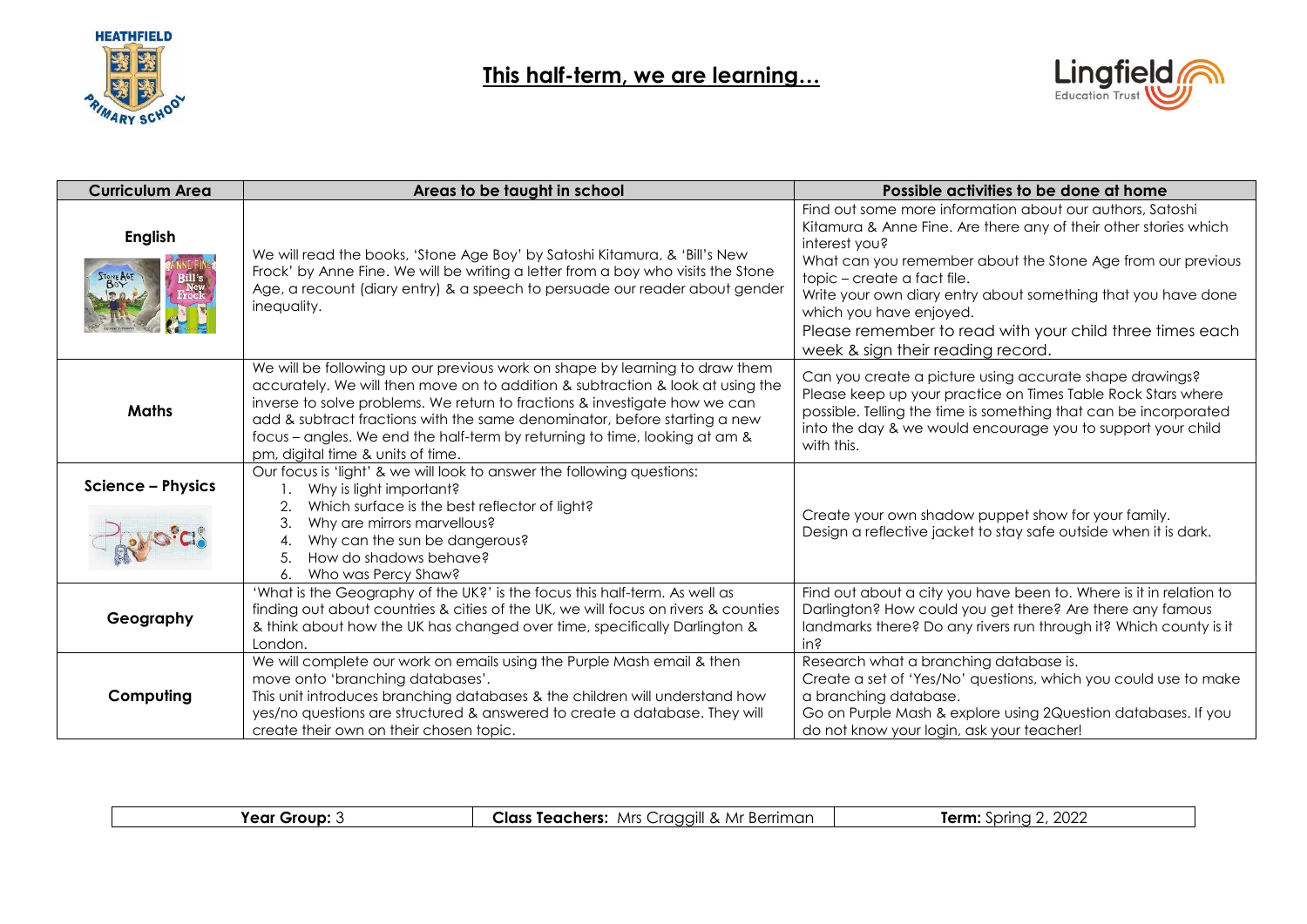# This half-term, we are learning…

| Curriculum Area | Areas to be taught in school | Possible activities to be done at home |
|---|---|---|
| **English** | We will read the books, 'Stone Age Boy' by Satoshi Kitamura, & 'Bill's New Frock' by Anne Fine. We will be writing a letter from a boy who visits the Stone Age, a recount (diary entry) & a speech to persuade our reader about gender inequality. | Find out some more information about our authors, Satoshi Kitamura & Anne Fine. Are there any of their other stories which interest you? What can you remember about the Stone Age from our previous topic – create a fact file. Write your own diary entry about something that you have done which you have enjoyed. Please remember to read with your child three times each week & sign their reading record. |
| **Maths** | We will be following up our previous work on shape by learning to draw them accurately. We will then move on to addition & subtraction & look at using the inverse to solve problems. We return to fractions & investigate how we can add & subtract fractions with the same denominator, before starting a new focus – angles. We end the half-term by returning to time, looking at am & pm, digital time & units of time. | Can you create a picture using accurate shape drawings? Please keep up your practice on Times Table Rock Stars where possible. Telling the time is something that can be incorporated into the day & we would encourage you to support your child with this. |
| **Science – Physics** | Our focus is 'light' & we will look to answer the following questions:<br>1. Why is light important?<br>2. Which surface is the best reflector of light?<br>3. Why are mirrors marvellous?<br>4. Why can the sun be dangerous?<br>5. How do shadows behave?<br>6. Who was Percy Shaw? | Create your own shadow puppet show for your family. Design a reflective jacket to stay safe outside when it is dark. |
| **Geography** | 'What is the Geography of the UK?' is the focus this half-term. As well as finding out about countries & cities of the UK, we will focus on rivers & counties & think about how the UK has changed over time, specifically Darlington & London. | Find out about a city you have been to. Where is it in relation to Darlington? How could you get there? Are there any famous landmarks there? Do any rivers run through it? Which county is it in? |
| **Computing** | We will complete our work on emails using the Purple Mash email & then move onto 'branching databases'. This unit introduces branching databases & the children will understand how yes/no questions are structured & answered to create a database. They will create their own on their chosen topic. | Research what a branching database is. Create a set of 'Yes/No' questions, which you could use to make a branching database. Go on Purple Mash & explore using 2Question databases. If you do not know your login, ask your teacher! |

| **Year Group:** 3 | **Class Teachers:** Mrs Craggill & Mr Berriman | **Term:** Spring 2, 2022 |
|---|---|---|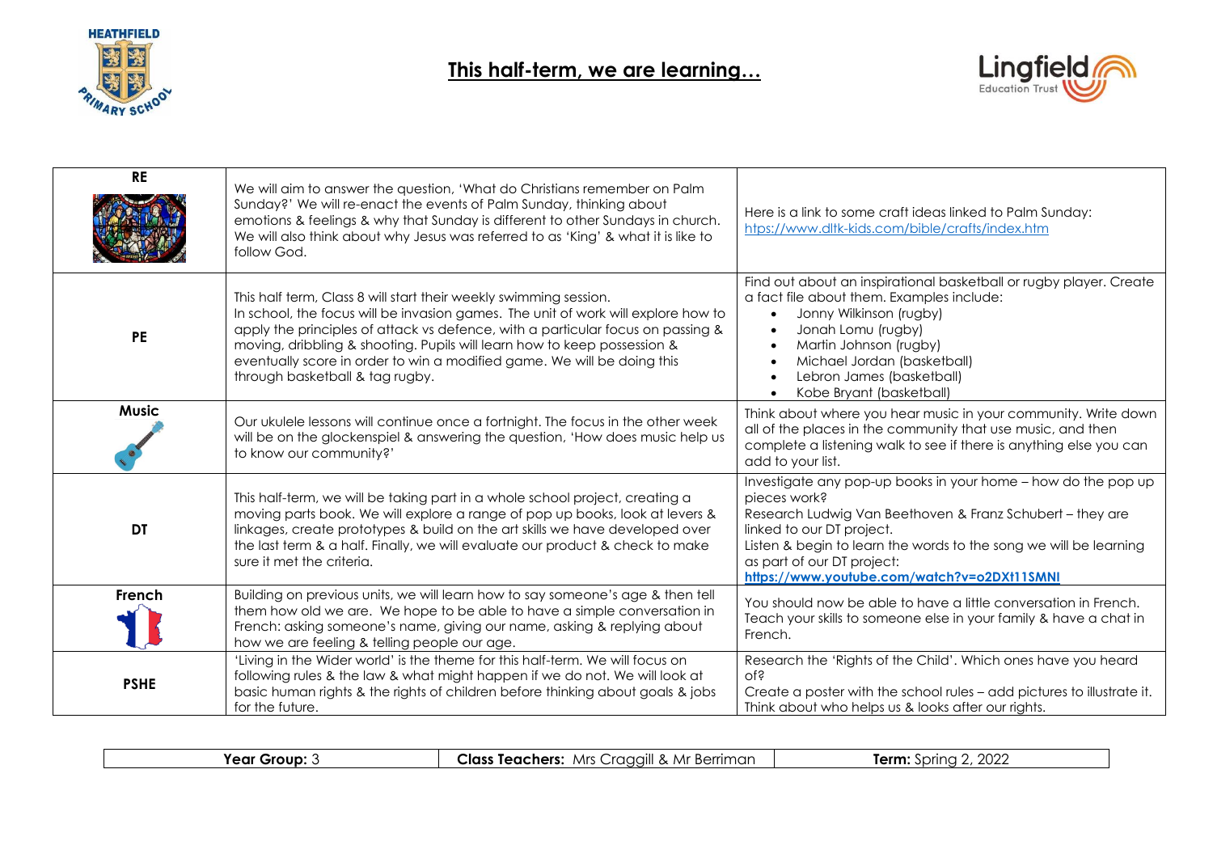# This half-term, we are learning…

| | | |
|---|---|---|
| **RE** | We will aim to answer the question, 'What do Christians remember on Palm Sunday?' We will re-enact the events of Palm Sunday, thinking about emotions & feelings & why that Sunday is different to other Sundays in church. We will also think about why Jesus was referred to as 'King' & what it is like to follow God. | Here is a link to some craft ideas linked to Palm Sunday: [htps://www.dltk-kids.com/bible/crafts/index.htm](htps://www.dltk-kids.com/bible/crafts/index.htm) |
| **PE** | This half term, Class 8 will start their weekly swimming session. In school, the focus will be invasion games. The unit of work will explore how to apply the principles of attack vs defence, with a particular focus on passing & moving, dribbling & shooting. Pupils will learn how to keep possession & eventually score in order to win a modified game. We will be doing this through basketball & tag rugby. | Find out about an inspirational basketball or rugby player. Create a fact file about them. Examples include:<br>• Jonny Wilkinson (rugby)<br>• Jonah Lomu (rugby)<br>• Martin Johnson (rugby)<br>• Michael Jordan (basketball)<br>• Lebron James (basketball)<br>• Kobe Bryant (basketball) |
| **Music** | Our ukulele lessons will continue once a fortnight. The focus in the other week will be on the glockenspiel & answering the question, 'How does music help us to know our community?' | Think about where you hear music in your community. Write down all of the places in the community that use music, and then complete a listening walk to see if there is anything else you can add to your list. |
| **DT** | This half-term, we will be taking part in a whole school project, creating a moving parts book. We will explore a range of pop up books, look at levers & linkages, create prototypes & build on the art skills we have developed over the last term & a half. Finally, we will evaluate our product & check to make sure it met the criteria. | Investigate any pop-up books in your home – how do the pop up pieces work?<br>Research Ludwig Van Beethoven & Franz Schubert – they are linked to our DT project.<br>Listen & begin to learn the words to the song we will be learning as part of our DT project:<br>**[https://www.youtube.com/watch?v=o2DXt11SMNI](https://www.youtube.com/watch?v=o2DXt11SMNI)** |
| **French** | Building on previous units, we will learn how to say someone's age & then tell them how old we are. We hope to be able to have a simple conversation in French: asking someone's name, giving our name, asking & replying about how we are feeling & telling people our age. | You should now be able to have a little conversation in French. Teach your skills to someone else in your family & have a chat in French. |
| **PSHE** | 'Living in the Wider world' is the theme for this half-term. We will focus on following rules & the law & what might happen if we do not. We will look at basic human rights & the rights of children before thinking about goals & jobs for the future. | Research the 'Rights of the Child'. Which ones have you heard of?<br>Create a poster with the school rules – add pictures to illustrate it.<br>Think about who helps us & looks after our rights. |

| | | |
|---|---|---|
| **Year Group:** 3 | **Class Teachers:** Mrs Craggill & Mr Berriman | **Term:** Spring 2, 2022 |